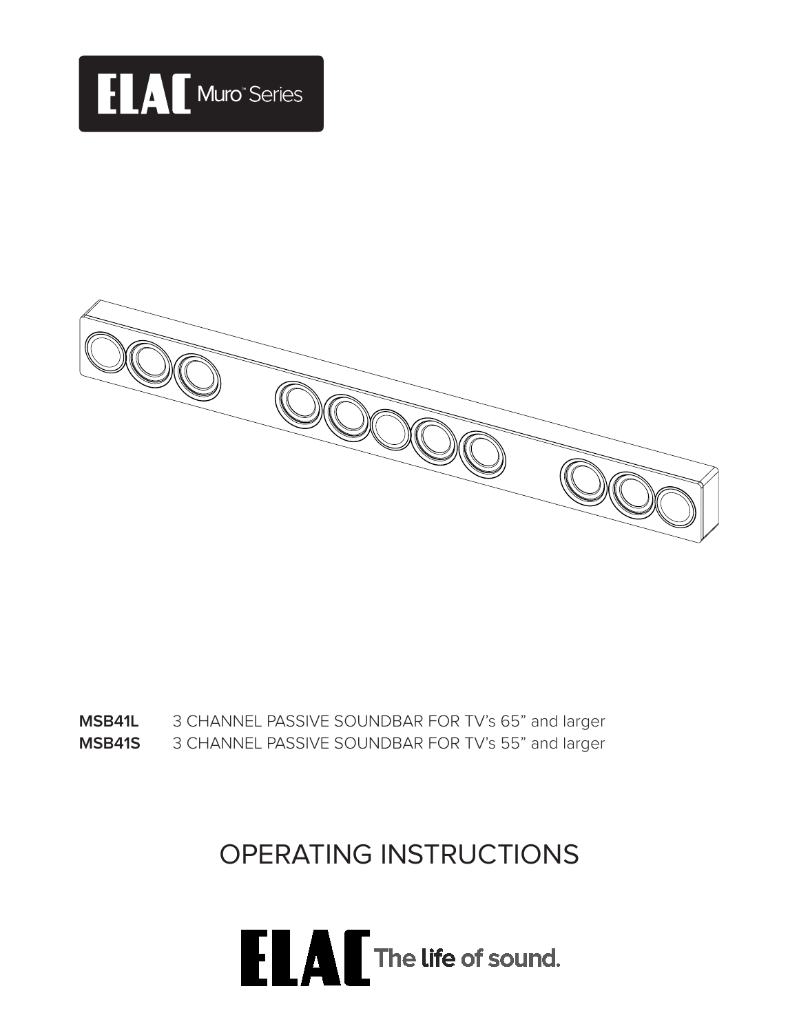ELAC Muro™ Series

**MSB41L** 3 CHANNEL PASSIVE SOUNDBAR FOR TV's 65" and larger
**MSB41S** 3 CHANNEL PASSIVE SOUNDBAR FOR TV's 55" and larger

# OPERATING INSTRUCTIONS

ELAC The life of sound.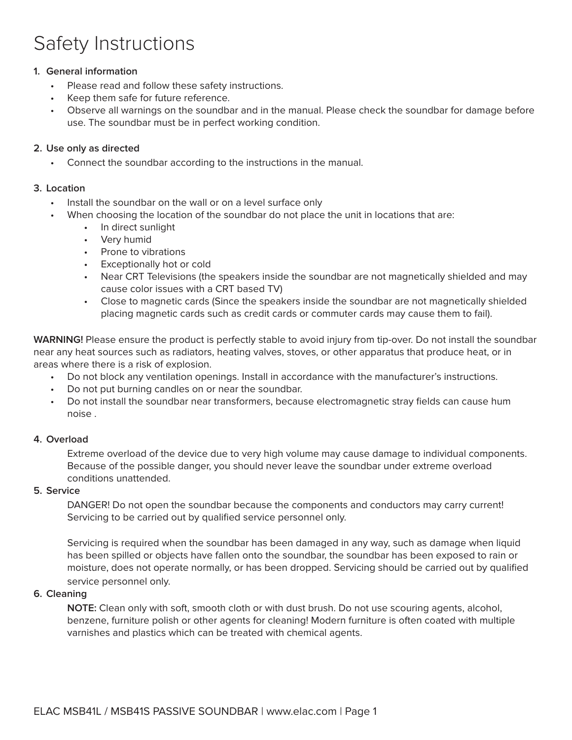# Safety Instructions

1. **General information**
   - Please read and follow these safety instructions.
   - Keep them safe for future reference.
   - Observe all warnings on the soundbar and in the manual. Please check the soundbar for damage before use. The soundbar must be in perfect working condition.

2. **Use only as directed**
   - Connect the soundbar according to the instructions in the manual.

3. **Location**
   - Install the soundbar on the wall or on a level surface only
   - When choosing the location of the soundbar do not place the unit in locations that are:
     - In direct sunlight
     - Very humid
     - Prone to vibrations
     - Exceptionally hot or cold
     - Near CRT Televisions (the speakers inside the soundbar are not magnetically shielded and may cause color issues with a CRT based TV)
     - Close to magnetic cards (Since the speakers inside the soundbar are not magnetically shielded placing magnetic cards such as credit cards or commuter cards may cause them to fail).

**WARNING!** Please ensure the product is perfectly stable to avoid injury from tip-over. Do not install the soundbar near any heat sources such as radiators, heating valves, stoves, or other apparatus that produce heat, or in areas where there is a risk of explosion.

- Do not block any ventilation openings. Install in accordance with the manufacturer's instructions.
- Do not put burning candles on or near the soundbar.
- Do not install the soundbar near transformers, because electromagnetic stray fields can cause hum noise .

4. **Overload**

   Extreme overload of the device due to very high volume may cause damage to individual components. Because of the possible danger, you should never leave the soundbar under extreme overload conditions unattended.

5. **Service**

   DANGER! Do not open the soundbar because the components and conductors may carry current! Servicing to be carried out by qualified service personnel only.

   Servicing is required when the soundbar has been damaged in any way, such as damage when liquid has been spilled or objects have fallen onto the soundbar, the soundbar has been exposed to rain or moisture, does not operate normally, or has been dropped. Servicing should be carried out by qualified service personnel only.

6. **Cleaning**

   **NOTE:** Clean only with soft, smooth cloth or with dust brush. Do not use scouring agents, alcohol, benzene, furniture polish or other agents for cleaning! Modern furniture is often coated with multiple varnishes and plastics which can be treated with chemical agents.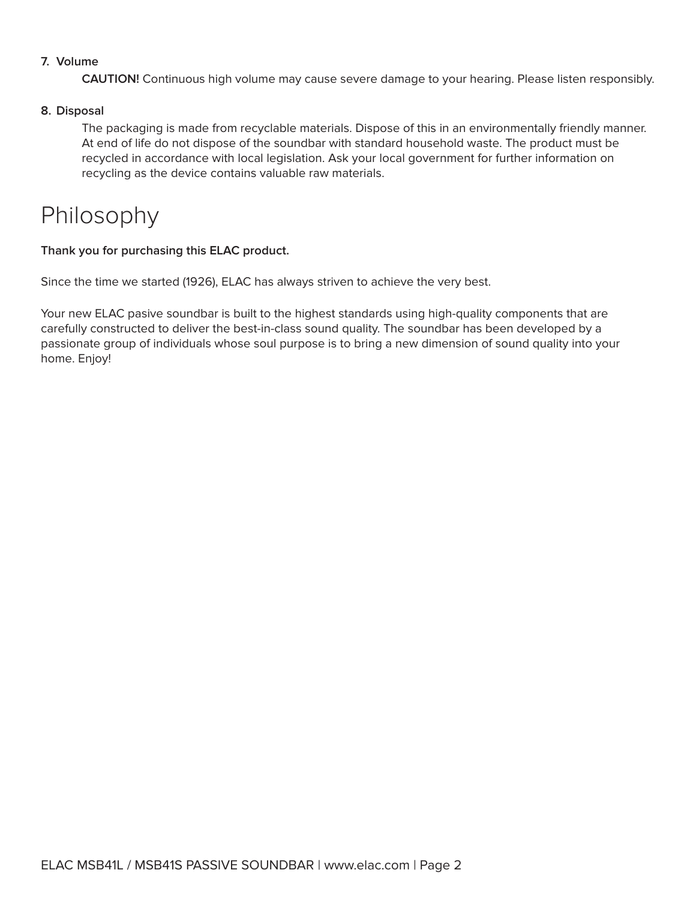**7. Volume**

**CAUTION!** Continuous high volume may cause severe damage to your hearing. Please listen responsibly.

**8. Disposal**

The packaging is made from recyclable materials. Dispose of this in an environmentally friendly manner. At end of life do not dispose of the soundbar with standard household waste. The product must be recycled in accordance with local legislation. Ask your local government for further information on recycling as the device contains valuable raw materials.

# Philosophy

**Thank you for purchasing this ELAC product.**

Since the time we started (1926), ELAC has always striven to achieve the very best.

Your new ELAC pasive soundbar is built to the highest standards using high-quality components that are carefully constructed to deliver the best-in-class sound quality. The soundbar has been developed by a passionate group of individuals whose soul purpose is to bring a new dimension of sound quality into your home. Enjoy!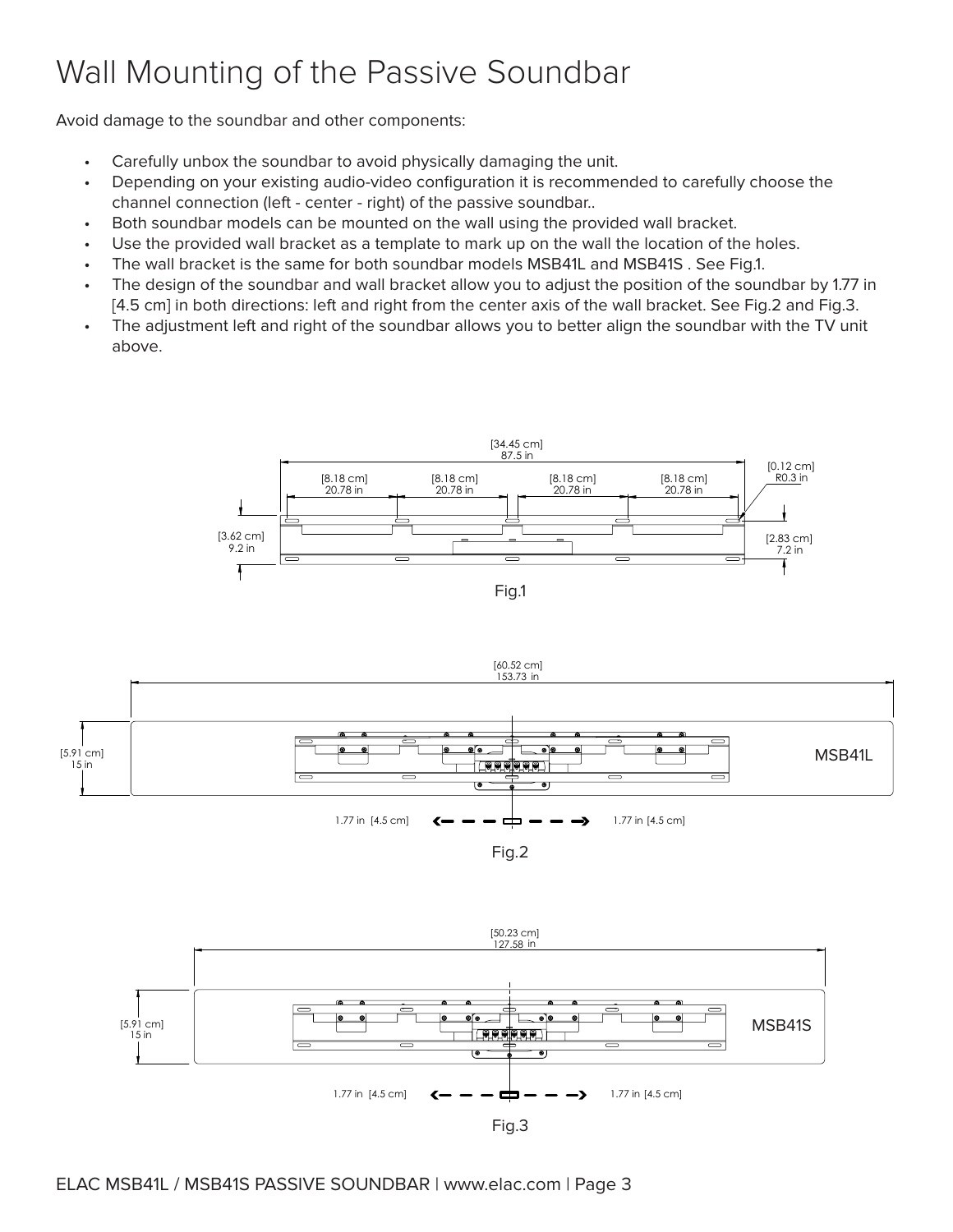# Wall Mounting of the Passive Soundbar

Avoid damage to the soundbar and other components:

- Carefully unbox the soundbar to avoid physically damaging the unit.
- Depending on your existing audio-video configuration it is recommended to carefully choose the channel connection (left - center - right) of the passive soundbar..
- Both soundbar models can be mounted on the wall using the provided wall bracket.
- Use the provided wall bracket as a template to mark up on the wall the location of the holes.
- The wall bracket is the same for both soundbar models MSB41L and MSB41S . See Fig.1.
- The design of the soundbar and wall bracket allow you to adjust the position of the soundbar by 1.77 in [4.5 cm] in both directions: left and right from the center axis of the wall bracket. See Fig.2 and Fig.3.
- The adjustment left and right of the soundbar allows you to better align the soundbar with the TV unit above.

[34.45 cm] 87.5 in
[8.18 cm] 20.78 in
[8.18 cm] 20.78 in
[8.18 cm] 20.78 in
[8.18 cm] 20.78 in
[0.12 cm] R0.3 in
[3.62 cm] 9.2 in
[2.83 cm] 7.2 in

Fig.1

[60.52 cm] 153.73 in
[5.91 cm] 15 in
MSB41L
1.77 in [4.5 cm]
1.77 in [4.5 cm]

Fig.2

[50.23 cm] 127.58 in
[5.91 cm] 15 in
MSB41S
1.77 in [4.5 cm]
1.77 in [4.5 cm]

Fig.3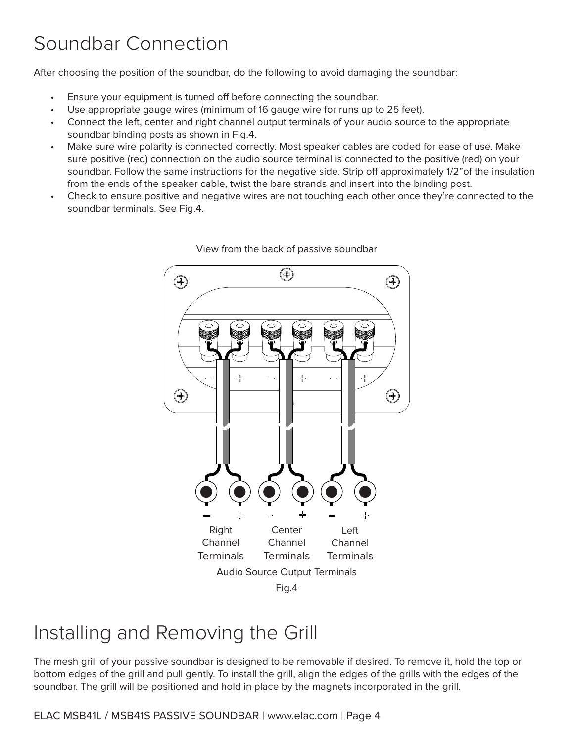# Soundbar Connection

After choosing the position of the soundbar, do the following to avoid damaging the soundbar:

- Ensure your equipment is turned off before connecting the soundbar.
- Use appropriate gauge wires (minimum of 16 gauge wire for runs up to 25 feet).
- Connect the left, center and right channel output terminals of your audio source to the appropriate soundbar binding posts as shown in Fig.4.
- Make sure wire polarity is connected correctly. Most speaker cables are coded for ease of use. Make sure positive (red) connection on the audio source terminal is connected to the positive (red) on your soundbar. Follow the same instructions for the negative side. Strip off approximately 1/2"of the insulation from the ends of the speaker cable, twist the bare strands and insert into the binding post.
- Check to ensure positive and negative wires are not touching each other once they're connected to the soundbar terminals. See Fig.4.

View from the back of passive soundbar

Right Channel Terminals — Center Channel Terminals — Left Channel Terminals

Audio Source Output Terminals

Fig.4

# Installing and Removing the Grill

The mesh grill of your passive soundbar is designed to be removable if desired. To remove it, hold the top or bottom edges of the grill and pull gently. To install the grill, align the edges of the grills with the edges of the soundbar. The grill will be positioned and hold in place by the magnets incorporated in the grill.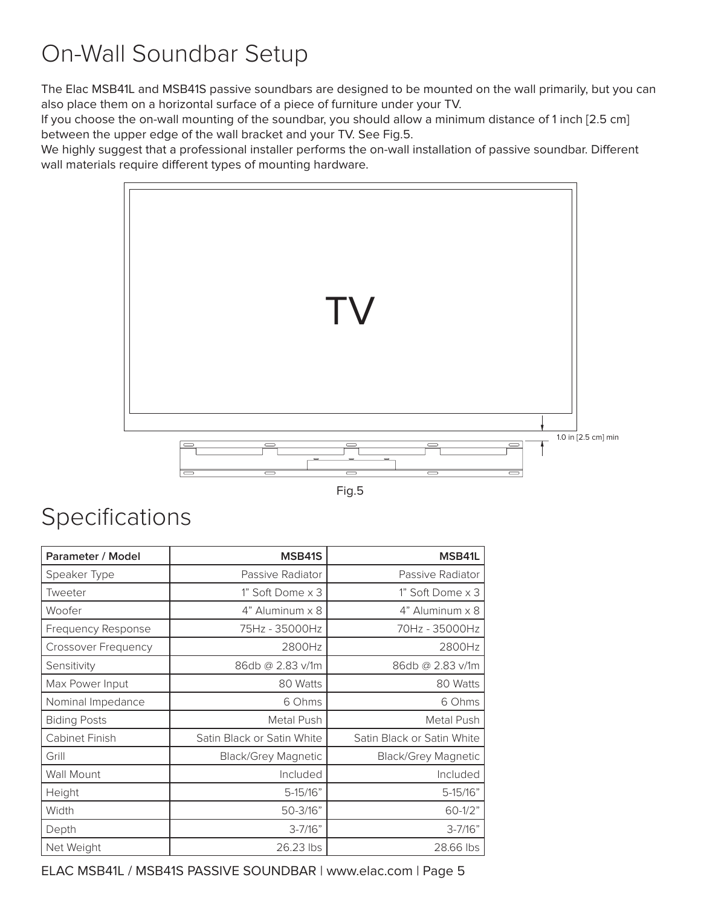# On-Wall Soundbar Setup

The Elac MSB41L and MSB41S passive soundbars are designed to be mounted on the wall primarily, but you can also place them on a horizontal surface of a piece of furniture under your TV.
If you choose the on-wall mounting of the soundbar, you should allow a minimum distance of 1 inch [2.5 cm] between the upper edge of the wall bracket and your TV. See Fig.5.
We highly suggest that a professional installer performs the on-wall installation of passive soundbar. Different wall materials require different types of mounting hardware.

TV

1.0 in [2.5 cm] min

Fig.5

# Specifications

| Parameter / Model | MSB41S | MSB41L |
| --- | ---: | ---: |
| Speaker Type | Passive Radiator | Passive Radiator |
| Tweeter | 1" Soft Dome x 3 | 1" Soft Dome x 3 |
| Woofer | 4" Aluminum x 8 | 4" Aluminum x 8 |
| Frequency Response | 75Hz - 35000Hz | 70Hz - 35000Hz |
| Crossover Frequency | 2800Hz | 2800Hz |
| Sensitivity | 86db @ 2.83 v/1m | 86db @ 2.83 v/1m |
| Max Power Input | 80 Watts | 80 Watts |
| Nominal Impedance | 6 Ohms | 6 Ohms |
| Biding Posts | Metal Push | Metal Push |
| Cabinet Finish | Satin Black or Satin White | Satin Black or Satin White |
| Grill | Black/Grey Magnetic | Black/Grey Magnetic |
| Wall Mount | Included | Included |
| Height | 5-15/16" | 5-15/16" |
| Width | 50-3/16" | 60-1/2" |
| Depth | 3-7/16" | 3-7/16" |
| Net Weight | 26.23 lbs | 28.66 lbs |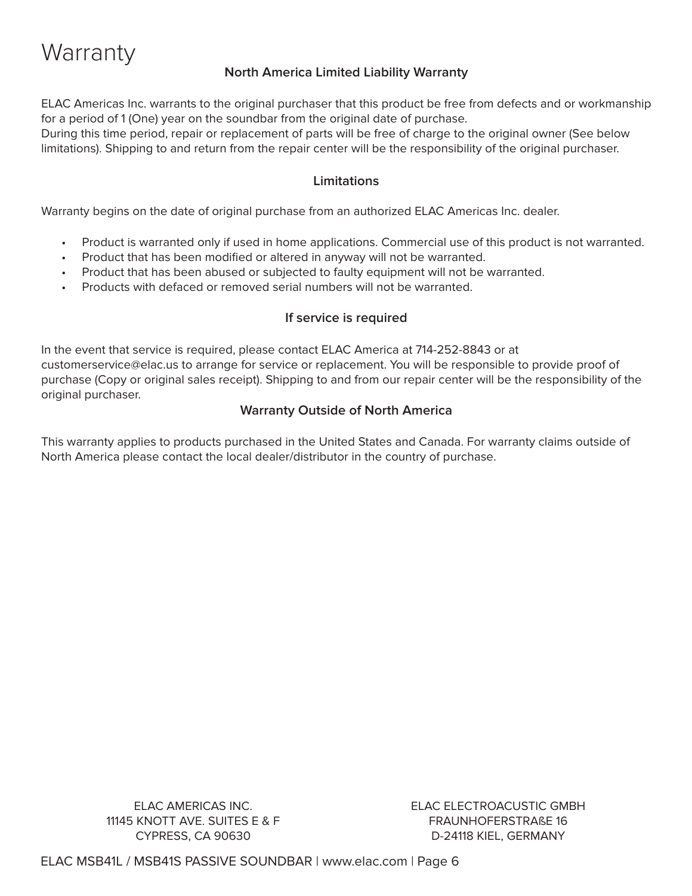# Warranty

## North America Limited Liability Warranty

ELAC Americas Inc. warrants to the original purchaser that this product be free from defects and or workmanship for a period of 1 (One) year on the soundbar from the original date of purchase.
During this time period, repair or replacement of parts will be free of charge to the original owner (See below limitations). Shipping to and return from the repair center will be the responsibility of the original purchaser.

## Limitations

Warranty begins on the date of original purchase from an authorized ELAC Americas Inc. dealer.

- Product is warranted only if used in home applications. Commercial use of this product is not warranted.
- Product that has been modified or altered in anyway will not be warranted.
- Product that has been abused or subjected to faulty equipment will not be warranted.
- Products with defaced or removed serial numbers will not be warranted.

## If service is required

In the event that service is required, please contact ELAC America at 714-252-8843 or at customerservice@elac.us to arrange for service or replacement. You will be responsible to provide proof of purchase (Copy or original sales receipt). Shipping to and from our repair center will be the responsibility of the original purchaser.

## Warranty Outside of North America

This warranty applies to products purchased in the United States and Canada. For warranty claims outside of North America please contact the local dealer/distributor in the country of purchase.

ELAC AMERICAS INC.
11145 KNOTT AVE. SUITES E & F
CYPRESS, CA 90630

ELAC ELECTROACUSTIC GMBH
FRAUNHOFERSTRAßE 16
D-24118 KIEL, GERMANY